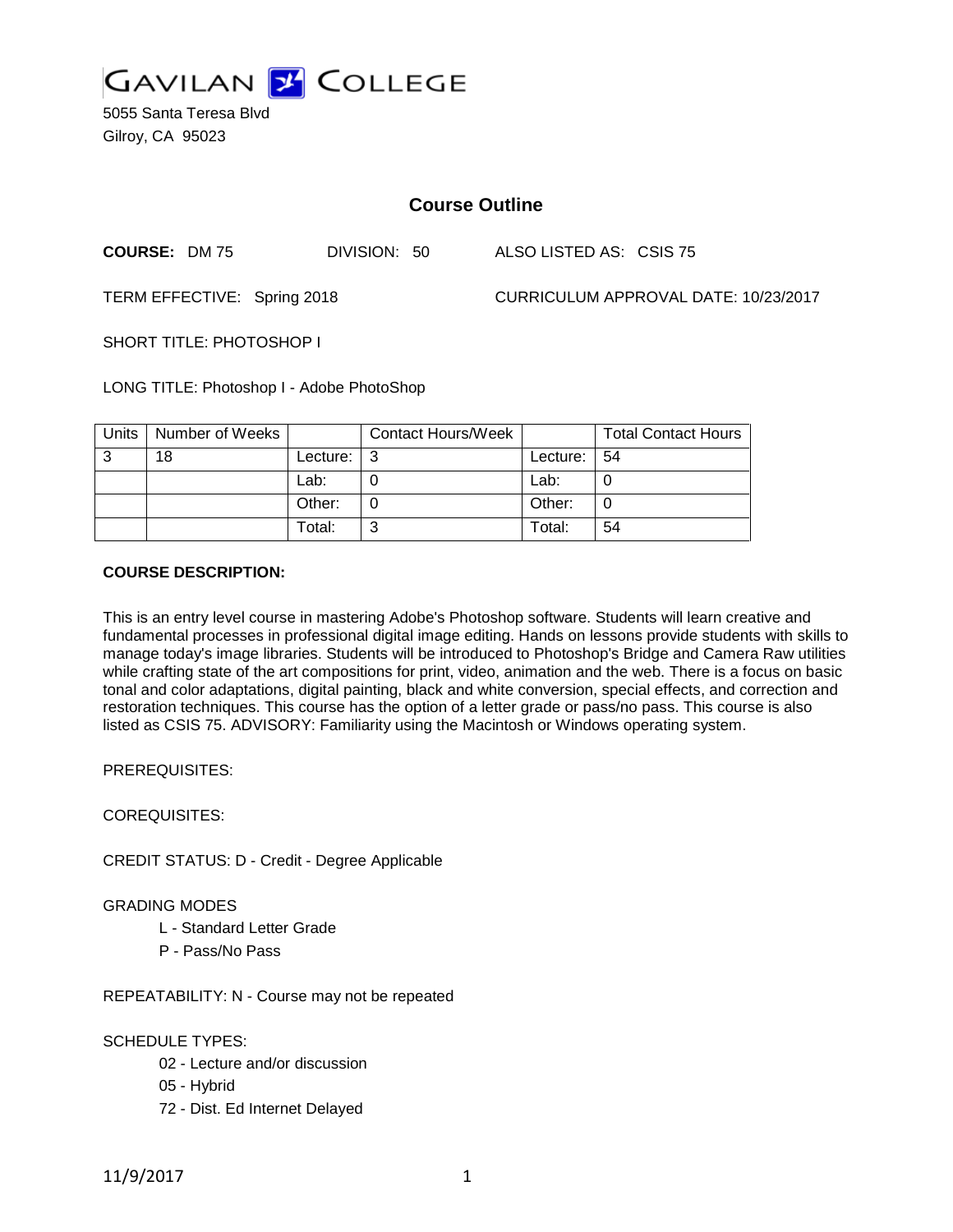# GAVILAN COLLEGE

5055 Santa Teresa Blvd
Gilroy, CA 95023

## Course Outline

**COURSE:** DM 75 DIVISION: 50 ALSO LISTED AS: CSIS 75

TERM EFFECTIVE: Spring 2018 CURRICULUM APPROVAL DATE: 10/23/2017

SHORT TITLE: PHOTOSHOP I

LONG TITLE: Photoshop I - Adobe PhotoShop

| Units | Number of Weeks | | Contact Hours/Week | | Total Contact Hours |
|---|---|---|---|---|---|
| 3 | 18 | Lecture: | 3 | Lecture: | 54 |
| | | Lab: | 0 | Lab: | 0 |
| | | Other: | 0 | Other: | 0 |
| | | Total: | 3 | Total: | 54 |

**COURSE DESCRIPTION:**

This is an entry level course in mastering Adobe's Photoshop software. Students will learn creative and fundamental processes in professional digital image editing. Hands on lessons provide students with skills to manage today's image libraries. Students will be introduced to Photoshop's Bridge and Camera Raw utilities while crafting state of the art compositions for print, video, animation and the web. There is a focus on basic tonal and color adaptations, digital painting, black and white conversion, special effects, and correction and restoration techniques. This course has the option of a letter grade or pass/no pass. This course is also listed as CSIS 75. ADVISORY: Familiarity using the Macintosh or Windows operating system.

PREREQUISITES:

COREQUISITES:

CREDIT STATUS: D - Credit - Degree Applicable

GRADING MODES

- L - Standard Letter Grade
- P - Pass/No Pass

REPEATABILITY: N - Course may not be repeated

SCHEDULE TYPES:

- 02 - Lecture and/or discussion
- 05 - Hybrid
- 72 - Dist. Ed Internet Delayed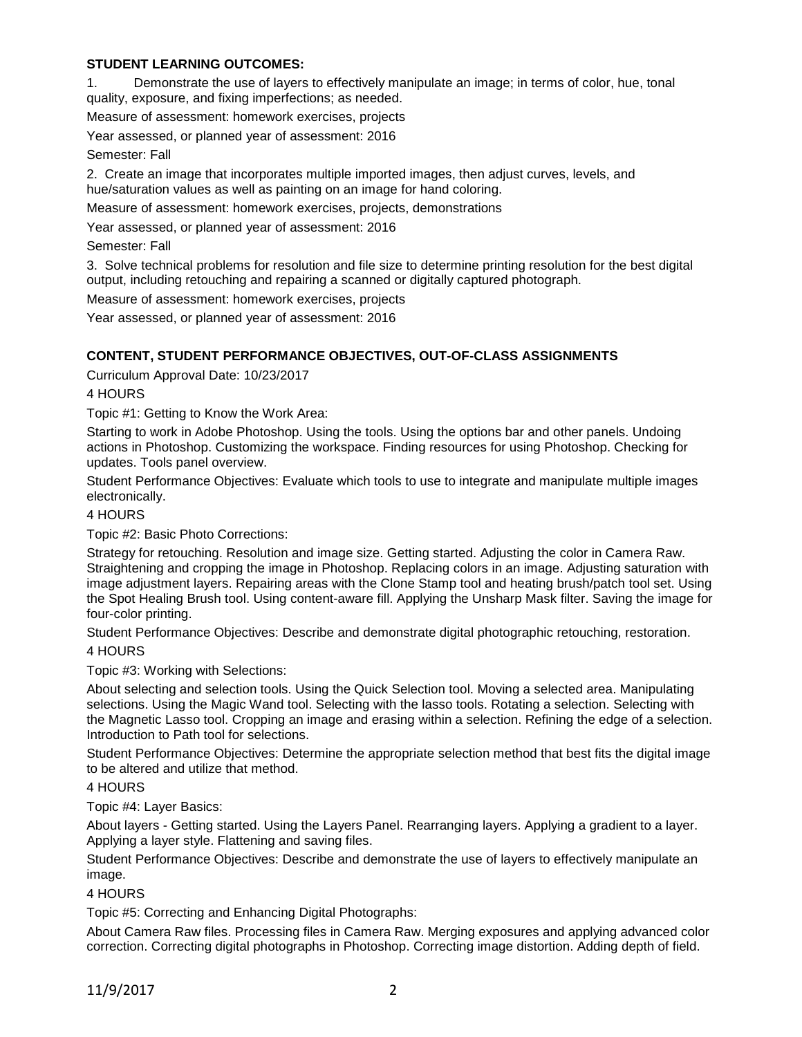**STUDENT LEARNING OUTCOMES:**

1. Demonstrate the use of layers to effectively manipulate an image; in terms of color, hue, tonal quality, exposure, and fixing imperfections; as needed.

Measure of assessment: homework exercises, projects

Year assessed, or planned year of assessment: 2016

Semester: Fall

2. Create an image that incorporates multiple imported images, then adjust curves, levels, and hue/saturation values as well as painting on an image for hand coloring.

Measure of assessment: homework exercises, projects, demonstrations

Year assessed, or planned year of assessment: 2016

Semester: Fall

3. Solve technical problems for resolution and file size to determine printing resolution for the best digital output, including retouching and repairing a scanned or digitally captured photograph.

Measure of assessment: homework exercises, projects

Year assessed, or planned year of assessment: 2016

**CONTENT, STUDENT PERFORMANCE OBJECTIVES, OUT-OF-CLASS ASSIGNMENTS**

Curriculum Approval Date: 10/23/2017

4 HOURS

Topic #1: Getting to Know the Work Area:

Starting to work in Adobe Photoshop. Using the tools. Using the options bar and other panels. Undoing actions in Photoshop. Customizing the workspace. Finding resources for using Photoshop. Checking for updates. Tools panel overview.

Student Performance Objectives: Evaluate which tools to use to integrate and manipulate multiple images electronically.

4 HOURS

Topic #2: Basic Photo Corrections:

Strategy for retouching. Resolution and image size. Getting started. Adjusting the color in Camera Raw. Straightening and cropping the image in Photoshop. Replacing colors in an image. Adjusting saturation with image adjustment layers. Repairing areas with the Clone Stamp tool and heating brush/patch tool set. Using the Spot Healing Brush tool. Using content-aware fill. Applying the Unsharp Mask filter. Saving the image for four-color printing.

Student Performance Objectives: Describe and demonstrate digital photographic retouching, restoration.

4 HOURS

Topic #3: Working with Selections:

About selecting and selection tools. Using the Quick Selection tool. Moving a selected area. Manipulating selections. Using the Magic Wand tool. Selecting with the lasso tools. Rotating a selection. Selecting with the Magnetic Lasso tool. Cropping an image and erasing within a selection. Refining the edge of a selection. Introduction to Path tool for selections.

Student Performance Objectives: Determine the appropriate selection method that best fits the digital image to be altered and utilize that method.

4 HOURS

Topic #4: Layer Basics:

About layers - Getting started. Using the Layers Panel. Rearranging layers. Applying a gradient to a layer. Applying a layer style. Flattening and saving files.

Student Performance Objectives: Describe and demonstrate the use of layers to effectively manipulate an image.

4 HOURS

Topic #5: Correcting and Enhancing Digital Photographs:

About Camera Raw files. Processing files in Camera Raw. Merging exposures and applying advanced color correction. Correcting digital photographs in Photoshop. Correcting image distortion. Adding depth of field.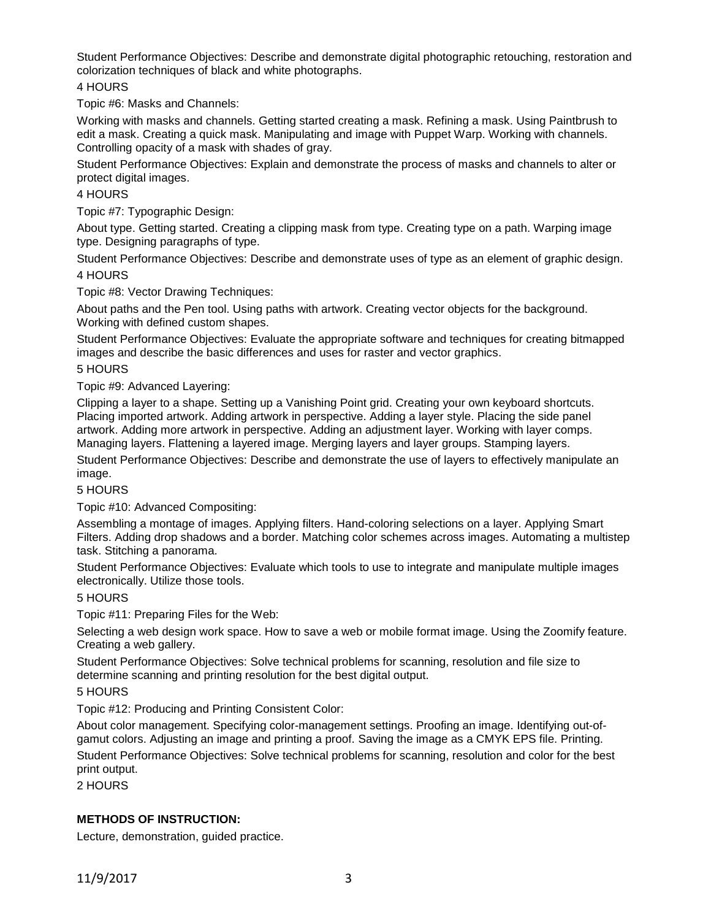Student Performance Objectives: Describe and demonstrate digital photographic retouching, restoration and colorization techniques of black and white photographs.

4 HOURS

Topic #6: Masks and Channels:

Working with masks and channels. Getting started creating a mask. Refining a mask. Using Paintbrush to edit a mask. Creating a quick mask. Manipulating and image with Puppet Warp. Working with channels. Controlling opacity of a mask with shades of gray.

Student Performance Objectives: Explain and demonstrate the process of masks and channels to alter or protect digital images.

4 HOURS

Topic #7: Typographic Design:

About type. Getting started. Creating a clipping mask from type. Creating type on a path. Warping image type. Designing paragraphs of type.

Student Performance Objectives: Describe and demonstrate uses of type as an element of graphic design.

4 HOURS

Topic #8: Vector Drawing Techniques:

About paths and the Pen tool. Using paths with artwork. Creating vector objects for the background. Working with defined custom shapes.

Student Performance Objectives: Evaluate the appropriate software and techniques for creating bitmapped images and describe the basic differences and uses for raster and vector graphics.

5 HOURS

Topic #9: Advanced Layering:

Clipping a layer to a shape. Setting up a Vanishing Point grid. Creating your own keyboard shortcuts. Placing imported artwork. Adding artwork in perspective. Adding a layer style. Placing the side panel artwork. Adding more artwork in perspective. Adding an adjustment layer. Working with layer comps. Managing layers. Flattening a layered image. Merging layers and layer groups. Stamping layers.

Student Performance Objectives: Describe and demonstrate the use of layers to effectively manipulate an image.

5 HOURS

Topic #10: Advanced Compositing:

Assembling a montage of images. Applying filters. Hand-coloring selections on a layer. Applying Smart Filters. Adding drop shadows and a border. Matching color schemes across images. Automating a multistep task. Stitching a panorama.

Student Performance Objectives: Evaluate which tools to use to integrate and manipulate multiple images electronically. Utilize those tools.

5 HOURS

Topic #11: Preparing Files for the Web:

Selecting a web design work space. How to save a web or mobile format image. Using the Zoomify feature. Creating a web gallery.

Student Performance Objectives: Solve technical problems for scanning, resolution and file size to determine scanning and printing resolution for the best digital output.

5 HOURS

Topic #12: Producing and Printing Consistent Color:

About color management. Specifying color-management settings. Proofing an image. Identifying out-of-gamut colors. Adjusting an image and printing a proof. Saving the image as a CMYK EPS file. Printing.

Student Performance Objectives: Solve technical problems for scanning, resolution and color for the best print output.

2 HOURS

**METHODS OF INSTRUCTION:**

Lecture, demonstration, guided practice.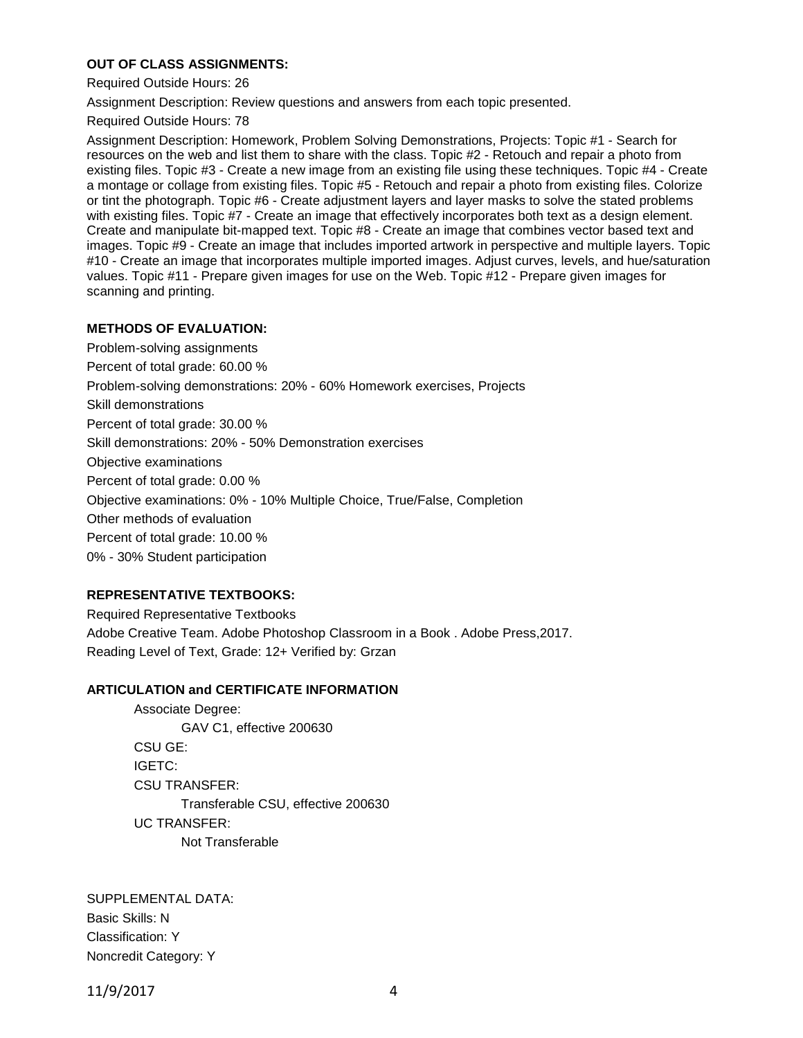**OUT OF CLASS ASSIGNMENTS:**

Required Outside Hours: 26

Assignment Description: Review questions and answers from each topic presented.

Required Outside Hours: 78

Assignment Description: Homework, Problem Solving Demonstrations, Projects: Topic #1 - Search for resources on the web and list them to share with the class. Topic #2 - Retouch and repair a photo from existing files. Topic #3 - Create a new image from an existing file using these techniques. Topic #4 - Create a montage or collage from existing files. Topic #5 - Retouch and repair a photo from existing files. Colorize or tint the photograph. Topic #6 - Create adjustment layers and layer masks to solve the stated problems with existing files. Topic #7 - Create an image that effectively incorporates both text as a design element. Create and manipulate bit-mapped text. Topic #8 - Create an image that combines vector based text and images. Topic #9 - Create an image that includes imported artwork in perspective and multiple layers. Topic #10 - Create an image that incorporates multiple imported images. Adjust curves, levels, and hue/saturation values. Topic #11 - Prepare given images for use on the Web. Topic #12 - Prepare given images for scanning and printing.

**METHODS OF EVALUATION:**

Problem-solving assignments

Percent of total grade: 60.00 %

Problem-solving demonstrations: 20% - 60% Homework exercises, Projects

Skill demonstrations

Percent of total grade: 30.00 %

Skill demonstrations: 20% - 50% Demonstration exercises

Objective examinations

Percent of total grade: 0.00 %

Objective examinations: 0% - 10% Multiple Choice, True/False, Completion

Other methods of evaluation

Percent of total grade: 10.00 %

0% - 30% Student participation

**REPRESENTATIVE TEXTBOOKS:**

Required Representative Textbooks

Adobe Creative Team. Adobe Photoshop Classroom in a Book . Adobe Press,2017.

Reading Level of Text, Grade: 12+ Verified by: Grzan

**ARTICULATION and CERTIFICATE INFORMATION**

Associate Degree:
- GAV C1, effective 200630

CSU GE:

IGETC:

CSU TRANSFER:
- Transferable CSU, effective 200630

UC TRANSFER:
- Not Transferable

SUPPLEMENTAL DATA:

Basic Skills: N

Classification: Y

Noncredit Category: Y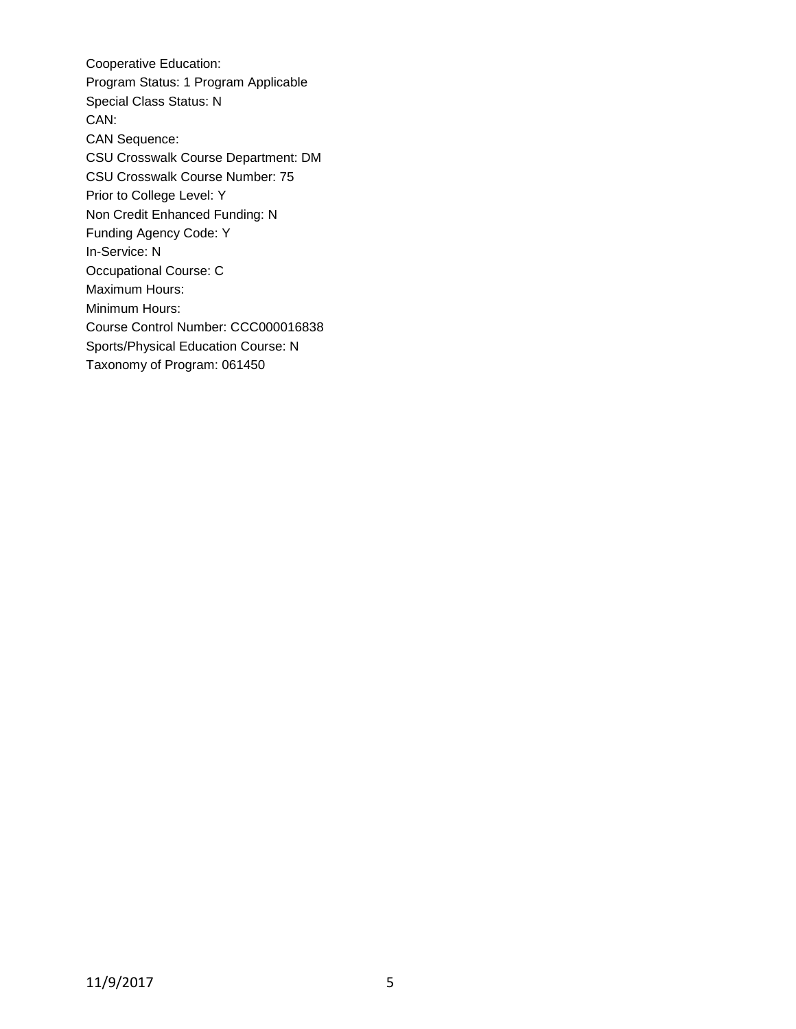Cooperative Education:
Program Status: 1 Program Applicable
Special Class Status: N
CAN:
CAN Sequence:
CSU Crosswalk Course Department: DM
CSU Crosswalk Course Number: 75
Prior to College Level: Y
Non Credit Enhanced Funding: N
Funding Agency Code: Y
In-Service: N
Occupational Course: C
Maximum Hours:
Minimum Hours:
Course Control Number: CCC000016838
Sports/Physical Education Course: N
Taxonomy of Program: 061450